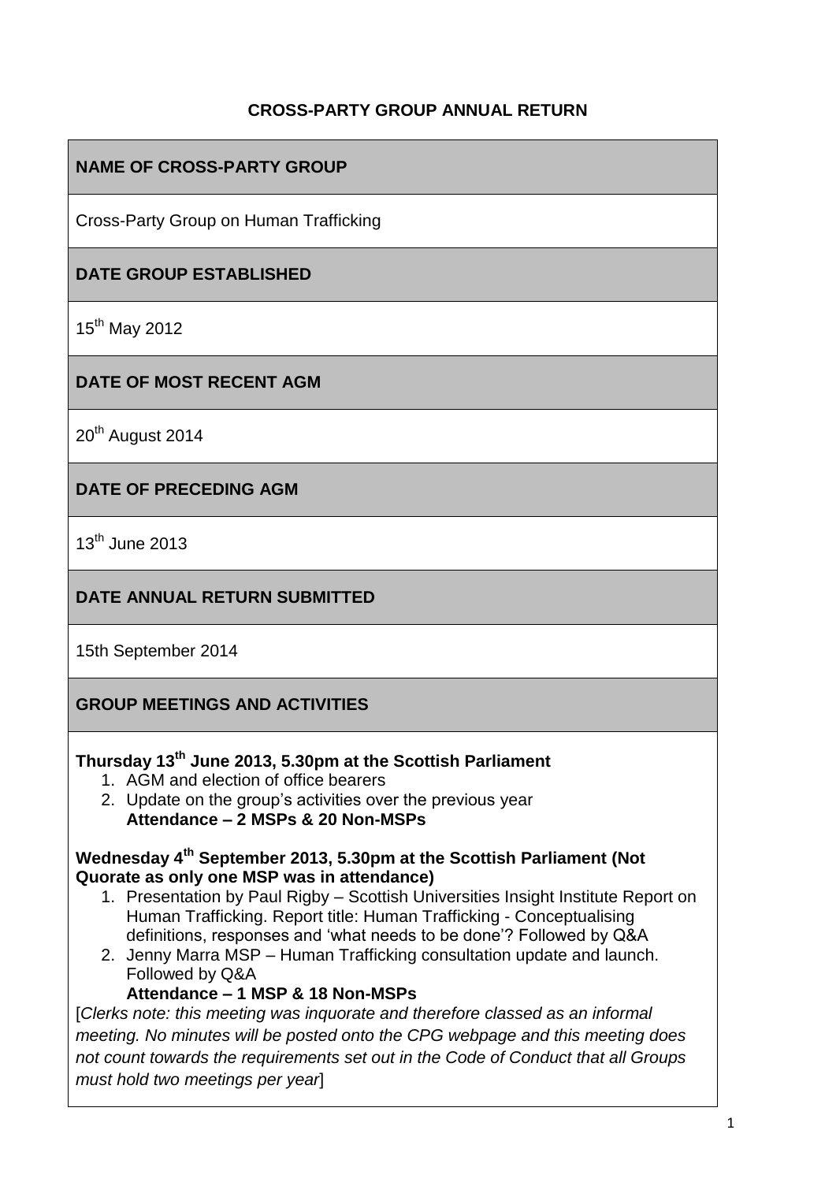# CROSS-PARTY GROUP ANNUAL RETURN

## NAME OF CROSS-PARTY GROUP

Cross-Party Group on Human Trafficking

## DATE GROUP ESTABLISHED

15th May 2012

## DATE OF MOST RECENT AGM

20th August 2014

## DATE OF PRECEDING AGM

13th June 2013

## DATE ANNUAL RETURN SUBMITTED

15th September 2014

## GROUP MEETINGS AND ACTIVITIES

**Thursday 13th June 2013, 5.30pm at the Scottish Parliament**

1. AGM and election of office bearers
2. Update on the group's activities over the previous year

**Attendance – 2 MSPs & 20 Non-MSPs**

**Wednesday 4th September 2013, 5.30pm at the Scottish Parliament (Not Quorate as only one MSP was in attendance)**

1. Presentation by Paul Rigby – Scottish Universities Insight Institute Report on Human Trafficking. Report title: Human Trafficking - Conceptualising definitions, responses and 'what needs to be done'? Followed by Q&A
2. Jenny Marra MSP – Human Trafficking consultation update and launch. Followed by Q&A

**Attendance – 1 MSP & 18 Non-MSPs**

[*Clerks note: this meeting was inquorate and therefore classed as an informal meeting. No minutes will be posted onto the CPG webpage and this meeting does not count towards the requirements set out in the Code of Conduct that all Groups must hold two meetings per year*]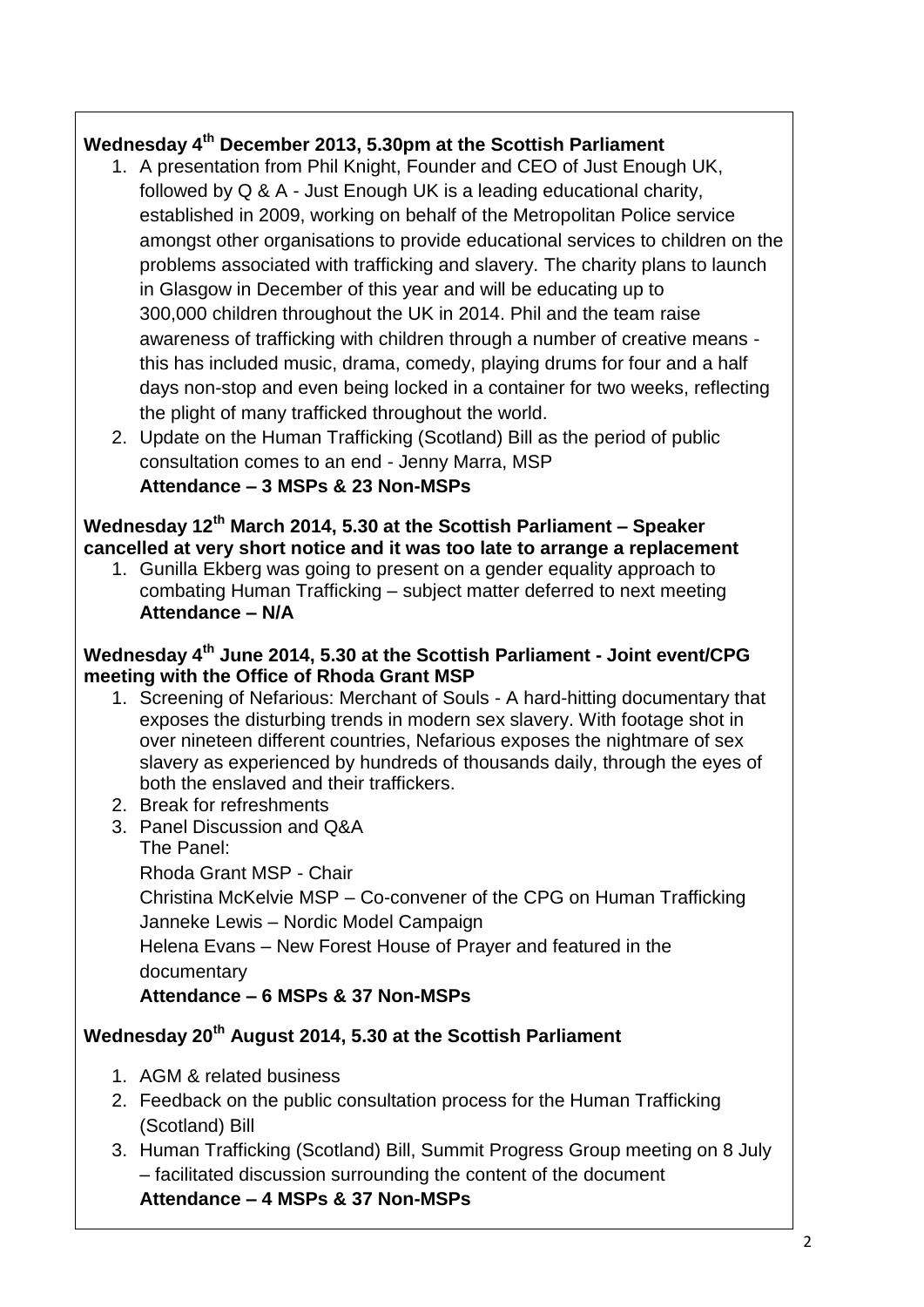**Wednesday 4th December 2013, 5.30pm at the Scottish Parliament**

1. A presentation from Phil Knight, Founder and CEO of Just Enough UK, followed by Q & A - Just Enough UK is a leading educational charity, established in 2009, working on behalf of the Metropolitan Police service amongst other organisations to provide educational services to children on the problems associated with trafficking and slavery. The charity plans to launch in Glasgow in December of this year and will be educating up to 300,000 children throughout the UK in 2014. Phil and the team raise awareness of trafficking with children through a number of creative means - this has included music, drama, comedy, playing drums for four and a half days non-stop and even being locked in a container for two weeks, reflecting the plight of many trafficked throughout the world.
2. Update on the Human Trafficking (Scotland) Bill as the period of public consultation comes to an end - Jenny Marra, MSP
   **Attendance – 3 MSPs & 23 Non-MSPs**

**Wednesday 12th March 2014, 5.30 at the Scottish Parliament – Speaker cancelled at very short notice and it was too late to arrange a replacement**

1. Gunilla Ekberg was going to present on a gender equality approach to combating Human Trafficking – subject matter deferred to next meeting
   **Attendance – N/A**

**Wednesday 4th June 2014, 5.30 at the Scottish Parliament - Joint event/CPG meeting with the Office of Rhoda Grant MSP**

1. Screening of Nefarious: Merchant of Souls - A hard-hitting documentary that exposes the disturbing trends in modern sex slavery. With footage shot in over nineteen different countries, Nefarious exposes the nightmare of sex slavery as experienced by hundreds of thousands daily, through the eyes of both the enslaved and their traffickers.
2. Break for refreshments
3. Panel Discussion and Q&A
   The Panel:
   Rhoda Grant MSP - Chair
   Christina McKelvie MSP – Co-convener of the CPG on Human Trafficking
   Janneke Lewis – Nordic Model Campaign
   Helena Evans – New Forest House of Prayer and featured in the documentary
   **Attendance – 6 MSPs & 37 Non-MSPs**

**Wednesday 20th August 2014, 5.30 at the Scottish Parliament**

1. AGM & related business
2. Feedback on the public consultation process for the Human Trafficking (Scotland) Bill
3. Human Trafficking (Scotland) Bill, Summit Progress Group meeting on 8 July – facilitated discussion surrounding the content of the document
   **Attendance – 4 MSPs & 37 Non-MSPs**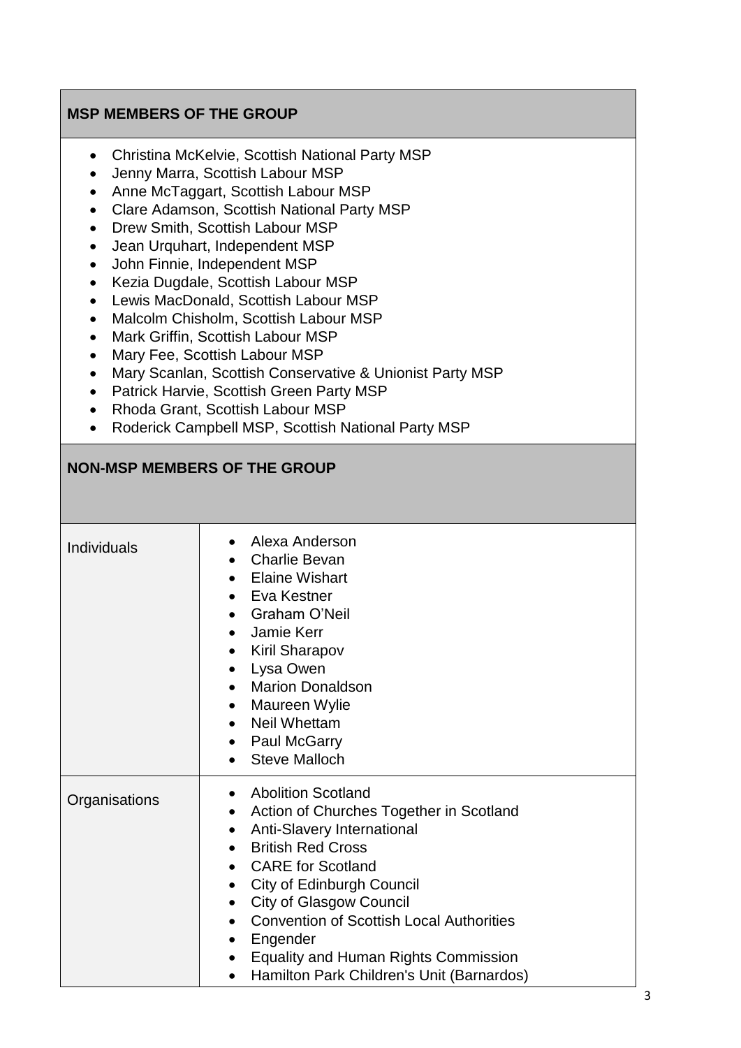## MSP MEMBERS OF THE GROUP

- Christina McKelvie, Scottish National Party MSP
- Jenny Marra, Scottish Labour MSP
- Anne McTaggart, Scottish Labour MSP
- Clare Adamson, Scottish National Party MSP
- Drew Smith, Scottish Labour MSP
- Jean Urquhart, Independent MSP
- John Finnie, Independent MSP
- Kezia Dugdale, Scottish Labour MSP
- Lewis MacDonald, Scottish Labour MSP
- Malcolm Chisholm, Scottish Labour MSP
- Mark Griffin, Scottish Labour MSP
- Mary Fee, Scottish Labour MSP
- Mary Scanlan, Scottish Conservative & Unionist Party MSP
- Patrick Harvie, Scottish Green Party MSP
- Rhoda Grant, Scottish Labour MSP
- Roderick Campbell MSP, Scottish National Party MSP

## NON-MSP MEMBERS OF THE GROUP

| | |
|---|---|
| Individuals | • Alexa Anderson<br>• Charlie Bevan<br>• Elaine Wishart<br>• Eva Kestner<br>• Graham O'Neil<br>• Jamie Kerr<br>• Kiril Sharapov<br>• Lysa Owen<br>• Marion Donaldson<br>• Maureen Wylie<br>• Neil Whettam<br>• Paul McGarry<br>• Steve Malloch |
| Organisations | • Abolition Scotland<br>• Action of Churches Together in Scotland<br>• Anti-Slavery International<br>• British Red Cross<br>• CARE for Scotland<br>• City of Edinburgh Council<br>• City of Glasgow Council<br>• Convention of Scottish Local Authorities<br>• Engender<br>• Equality and Human Rights Commission<br>• Hamilton Park Children's Unit (Barnardos) |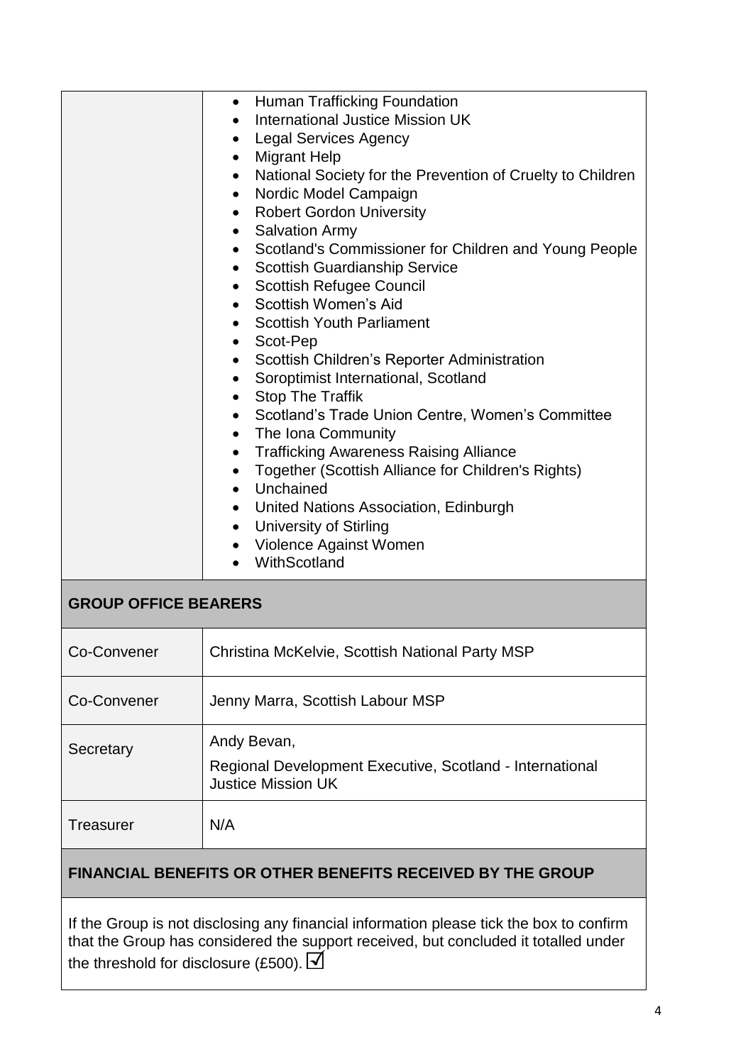| | |
|---|---|
| | • Human Trafficking Foundation<br>• International Justice Mission UK<br>• Legal Services Agency<br>• Migrant Help<br>• National Society for the Prevention of Cruelty to Children<br>• Nordic Model Campaign<br>• Robert Gordon University<br>• Salvation Army<br>• Scotland's Commissioner for Children and Young People<br>• Scottish Guardianship Service<br>• Scottish Refugee Council<br>• Scottish Women's Aid<br>• Scottish Youth Parliament<br>• Scot-Pep<br>• Scottish Children's Reporter Administration<br>• Soroptimist International, Scotland<br>• Stop The Traffik<br>• Scotland's Trade Union Centre, Women's Committee<br>• The Iona Community<br>• Trafficking Awareness Raising Alliance<br>• Together (Scottish Alliance for Children's Rights)<br>• Unchained<br>• United Nations Association, Edinburgh<br>• University of Stirling<br>• Violence Against Women<br>• WithScotland |

## GROUP OFFICE BEARERS

| | |
|---|---|
| Co-Convener | Christina McKelvie, Scottish National Party MSP |
| Co-Convener | Jenny Marra, Scottish Labour MSP |
| Secretary | Andy Bevan,<br>Regional Development Executive, Scotland - International Justice Mission UK |
| Treasurer | N/A |

## FINANCIAL BENEFITS OR OTHER BENEFITS RECEIVED BY THE GROUP

If the Group is not disclosing any financial information please tick the box to confirm that the Group has considered the support received, but concluded it totalled under the threshold for disclosure (£500). ☑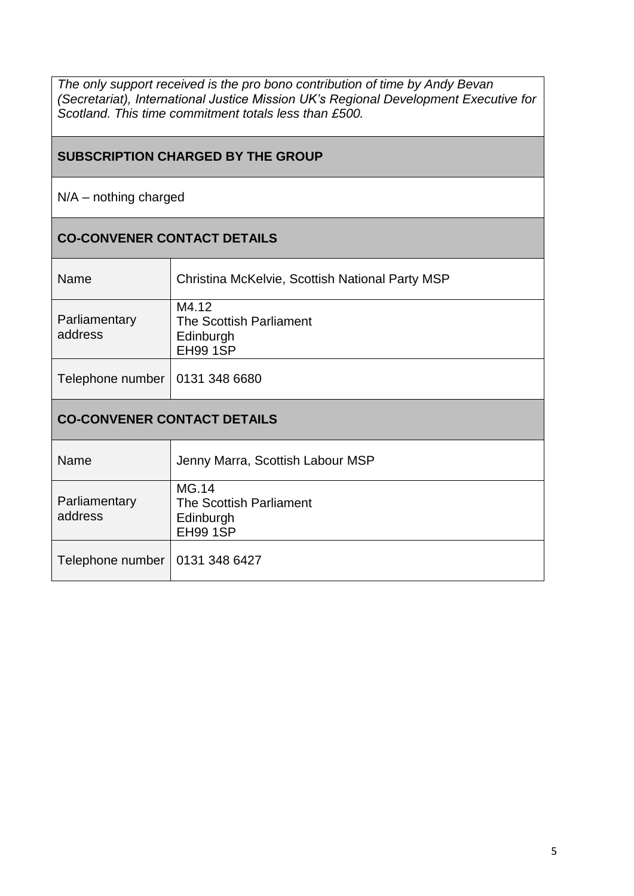*The only support received is the pro bono contribution of time by Andy Bevan (Secretariat), International Justice Mission UK's Regional Development Executive for Scotland. This time commitment totals less than £500.*

**SUBSCRIPTION CHARGED BY THE GROUP**

N/A – nothing charged

**CO-CONVENER CONTACT DETAILS**

| | |
|---|---|
| Name | Christina McKelvie, Scottish National Party MSP |
| Parliamentary address | M4.12<br>The Scottish Parliament<br>Edinburgh<br>EH99 1SP |
| Telephone number | 0131 348 6680 |

**CO-CONVENER CONTACT DETAILS**

| | |
|---|---|
| Name | Jenny Marra, Scottish Labour MSP |
| Parliamentary address | MG.14<br>The Scottish Parliament<br>Edinburgh<br>EH99 1SP |
| Telephone number | 0131 348 6427 |